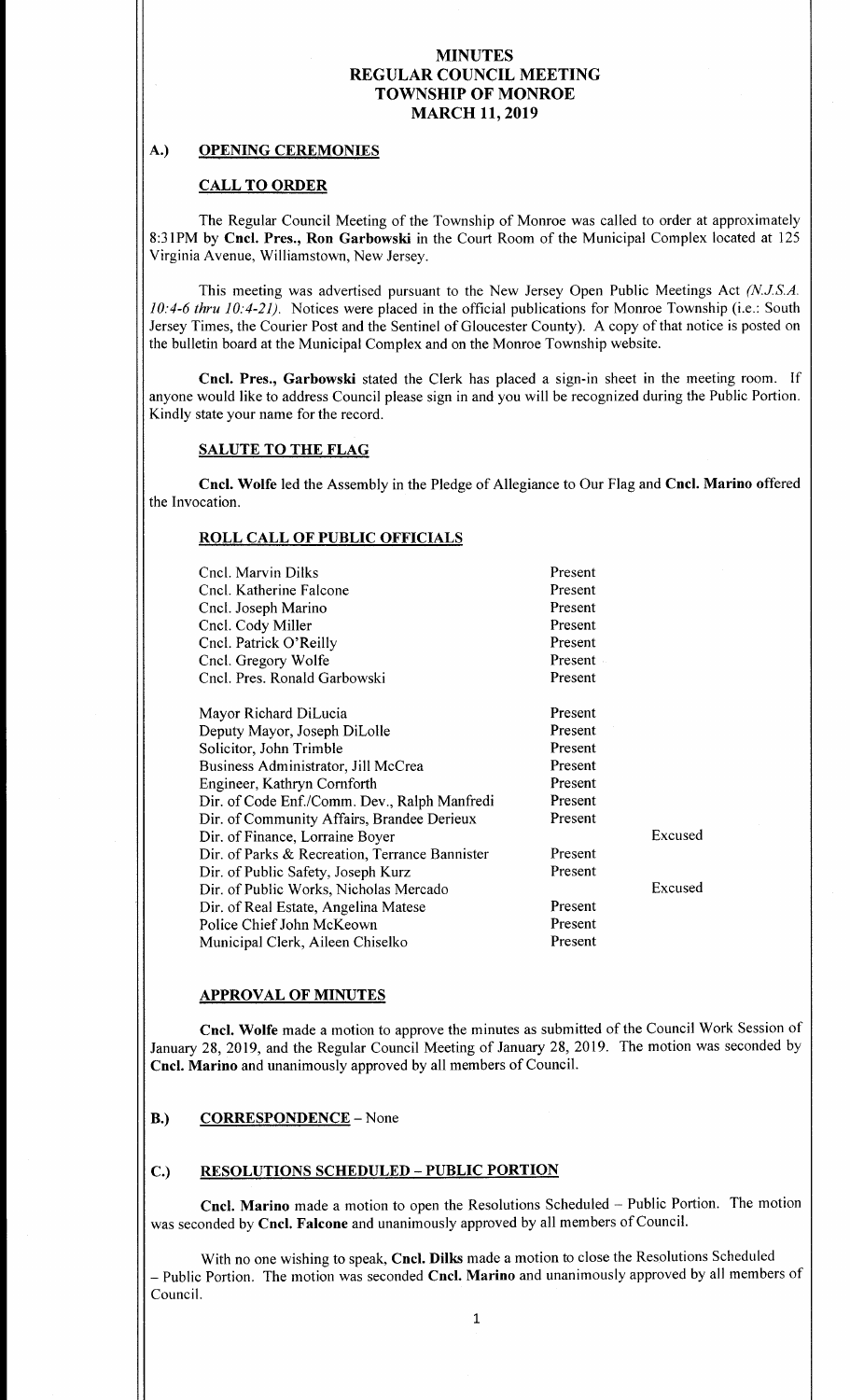# MINUTES
# REGULAR COUNCIL MEETING
# TOWNSHIP OF MONROE
# MARCH 11, 2019

## A.) OPENING CEREMONIES

### CALL TO ORDER

The Regular Council Meeting of the Township of Monroe was called to order at approximately 8:31PM by **Cncl. Pres., Ron Garbowski** in the Court Room of the Municipal Complex located at 125 Virginia Avenue, Williamstown, New Jersey.

This meeting was advertised pursuant to the New Jersey Open Public Meetings Act *(N.J.S.A. 10:4-6 thru 10:4-21)*. Notices were placed in the official publications for Monroe Township (i.e.: South Jersey Times, the Courier Post and the Sentinel of Gloucester County). A copy of that notice is posted on the bulletin board at the Municipal Complex and on the Monroe Township website.

**Cncl. Pres., Garbowski** stated the Clerk has placed a sign-in sheet in the meeting room. If anyone would like to address Council please sign in and you will be recognized during the Public Portion. Kindly state your name for the record.

### SALUTE TO THE FLAG

**Cncl. Wolfe** led the Assembly in the Pledge of Allegiance to Our Flag and **Cncl. Marino** offered the Invocation.

### ROLL CALL OF PUBLIC OFFICIALS

| | | |
|---|---|---|
| Cncl. Marvin Dilks | Present | |
| Cncl. Katherine Falcone | Present | |
| Cncl. Joseph Marino | Present | |
| Cncl. Cody Miller | Present | |
| Cncl. Patrick O'Reilly | Present | |
| Cncl. Gregory Wolfe | Present | |
| Cncl. Pres. Ronald Garbowski | Present | |
| Mayor Richard DiLucia | Present | |
| Deputy Mayor, Joseph DiLolle | Present | |
| Solicitor, John Trimble | Present | |
| Business Administrator, Jill McCrea | Present | |
| Engineer, Kathryn Cornforth | Present | |
| Dir. of Code Enf./Comm. Dev., Ralph Manfredi | Present | |
| Dir. of Community Affairs, Brandee Derieux | Present | |
| Dir. of Finance, Lorraine Boyer | | Excused |
| Dir. of Parks & Recreation, Terrance Bannister | Present | |
| Dir. of Public Safety, Joseph Kurz | Present | |
| Dir. of Public Works, Nicholas Mercado | | Excused |
| Dir. of Real Estate, Angelina Matese | Present | |
| Police Chief John McKeown | Present | |
| Municipal Clerk, Aileen Chiselko | Present | |

### APPROVAL OF MINUTES

**Cncl. Wolfe** made a motion to approve the minutes as submitted of the Council Work Session of January 28, 2019, and the Regular Council Meeting of January 28, 2019. The motion was seconded by **Cncl. Marino** and unanimously approved by all members of Council.

## B.) CORRESPONDENCE – None

## C.) RESOLUTIONS SCHEDULED – PUBLIC PORTION

**Cncl. Marino** made a motion to open the Resolutions Scheduled – Public Portion. The motion was seconded by **Cncl. Falcone** and unanimously approved by all members of Council.

With no one wishing to speak, **Cncl. Dilks** made a motion to close the Resolutions Scheduled – Public Portion. The motion was seconded **Cncl. Marino** and unanimously approved by all members of Council.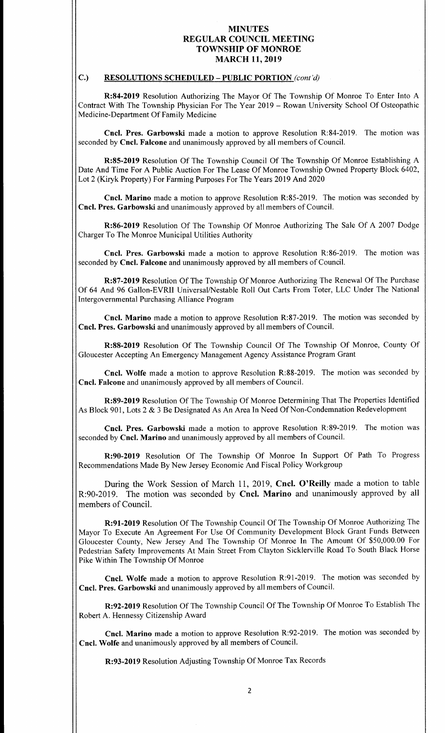# MINUTES
# REGULAR COUNCIL MEETING
# TOWNSHIP OF MONROE
# MARCH 11, 2019

## C.) RESOLUTIONS SCHEDULED – PUBLIC PORTION *(cont'd)*

**R:84-2019** Resolution Authorizing The Mayor Of The Township Of Monroe To Enter Into A Contract With The Township Physician For The Year 2019 – Rowan University School Of Osteopathic Medicine-Department Of Family Medicine

**Cncl. Pres. Garbowski** made a motion to approve Resolution R:84-2019. The motion was seconded by **Cncl. Falcone** and unanimously approved by all members of Council.

**R:85-2019** Resolution Of The Township Council Of The Township Of Monroe Establishing A Date And Time For A Public Auction For The Lease Of Monroe Township Owned Property Block 6402, Lot 2 (Kiryk Property) For Farming Purposes For The Years 2019 And 2020

**Cncl. Marino** made a motion to approve Resolution R:85-2019. The motion was seconded by **Cncl. Pres. Garbowski** and unanimously approved by all members of Council.

**R:86-2019** Resolution Of The Township Of Monroe Authorizing The Sale Of A 2007 Dodge Charger To The Monroe Municipal Utilities Authority

**Cncl. Pres. Garbowski** made a motion to approve Resolution R:86-2019. The motion was seconded by **Cncl. Falcone** and unanimously approved by all members of Council.

**R:87-2019** Resolution Of The Township Of Monroe Authorizing The Renewal Of The Purchase Of 64 And 96 Gallon-EVRII Universal/Nestable Roll Out Carts From Toter, LLC Under The National Intergovernmental Purchasing Alliance Program

**Cncl. Marino** made a motion to approve Resolution R:87-2019. The motion was seconded by **Cncl. Pres. Garbowski** and unanimously approved by all members of Council.

**R:88-2019** Resolution Of The Township Council Of The Township Of Monroe, County Of Gloucester Accepting An Emergency Management Agency Assistance Program Grant

**Cncl. Wolfe** made a motion to approve Resolution R:88-2019. The motion was seconded by **Cncl. Falcone** and unanimously approved by all members of Council.

**R:89-2019** Resolution Of The Township Of Monroe Determining That The Properties Identified As Block 901, Lots 2 & 3 Be Designated As An Area In Need Of Non-Condemnation Redevelopment

**Cncl. Pres. Garbowski** made a motion to approve Resolution R:89-2019. The motion was seconded by **Cncl. Marino** and unanimously approved by all members of Council.

**R:90-2019** Resolution Of The Township Of Monroe In Support Of Path To Progress Recommendations Made By New Jersey Economic And Fiscal Policy Workgroup

During the Work Session of March 11, 2019, **Cncl. O'Reilly** made a motion to table R:90-2019. The motion was seconded by **Cncl. Marino** and unanimously approved by all members of Council.

**R:91-2019** Resolution Of The Township Council Of The Township Of Monroe Authorizing The Mayor To Execute An Agreement For Use Of Community Development Block Grant Funds Between Gloucester County, New Jersey And The Township Of Monroe In The Amount Of $50,000.00 For Pedestrian Safety Improvements At Main Street From Clayton Sicklerville Road To South Black Horse Pike Within The Township Of Monroe

**Cncl. Wolfe** made a motion to approve Resolution R:91-2019. The motion was seconded by **Cncl. Pres. Garbowski** and unanimously approved by all members of Council.

**R:92-2019** Resolution Of The Township Council Of The Township Of Monroe To Establish The Robert A. Hennessy Citizenship Award

**Cncl. Marino** made a motion to approve Resolution R:92-2019. The motion was seconded by **Cncl. Wolfe** and unanimously approved by all members of Council.

**R:93-2019** Resolution Adjusting Township Of Monroe Tax Records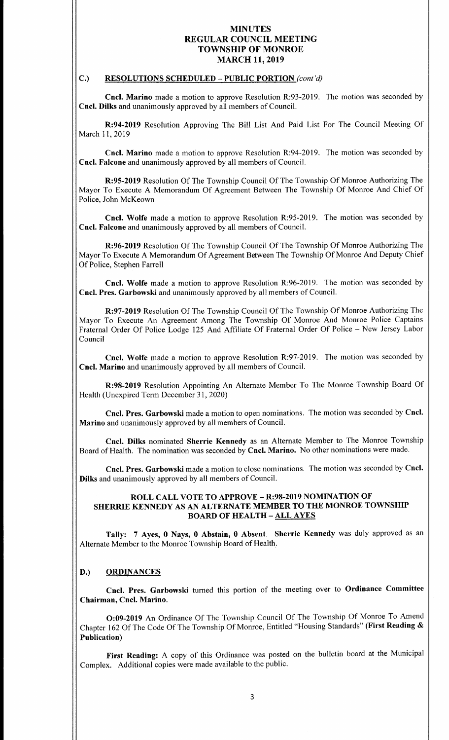# MINUTES
# REGULAR COUNCIL MEETING
# TOWNSHIP OF MONROE
# MARCH 11, 2019

## C.) RESOLUTIONS SCHEDULED – PUBLIC PORTION *(cont'd)*

**Cncl. Marino** made a motion to approve Resolution R:93-2019. The motion was seconded by **Cncl. Dilks** and unanimously approved by all members of Council.

**R:94-2019** Resolution Approving The Bill List And Paid List For The Council Meeting Of March 11, 2019

**Cncl. Marino** made a motion to approve Resolution R:94-2019. The motion was seconded by **Cncl. Falcone** and unanimously approved by all members of Council.

**R:95-2019** Resolution Of The Township Council Of The Township Of Monroe Authorizing The Mayor To Execute A Memorandum Of Agreement Between The Township Of Monroe And Chief Of Police, John McKeown

**Cncl. Wolfe** made a motion to approve Resolution R:95-2019. The motion was seconded by **Cncl. Falcone** and unanimously approved by all members of Council.

**R:96-2019** Resolution Of The Township Council Of The Township Of Monroe Authorizing The Mayor To Execute A Memorandum Of Agreement Between The Township Of Monroe And Deputy Chief Of Police, Stephen Farrell

**Cncl. Wolfe** made a motion to approve Resolution R:96-2019. The motion was seconded by **Cncl. Pres. Garbowski** and unanimously approved by all members of Council.

**R:97-2019** Resolution Of The Township Council Of The Township Of Monroe Authorizing The Mayor To Execute An Agreement Among The Township Of Monroe And Monroe Police Captains Fraternal Order Of Police Lodge 125 And Affiliate Of Fraternal Order Of Police – New Jersey Labor Council

**Cncl. Wolfe** made a motion to approve Resolution R:97-2019. The motion was seconded by **Cncl. Marino** and unanimously approved by all members of Council.

**R:98-2019** Resolution Appointing An Alternate Member To The Monroe Township Board Of Health (Unexpired Term December 31, 2020)

**Cncl. Pres. Garbowski** made a motion to open nominations. The motion was seconded by **Cncl. Marino** and unanimously approved by all members of Council.

**Cncl. Dilks** nominated **Sherrie Kennedy** as an Alternate Member to The Monroe Township Board of Health. The nomination was seconded by **Cncl. Marino.** No other nominations were made.

**Cncl. Pres. Garbowski** made a motion to close nominations. The motion was seconded by **Cncl. Dilks** and unanimously approved by all members of Council.

**ROLL CALL VOTE TO APPROVE – R:98-2019 NOMINATION OF SHERRIE KENNEDY AS AN ALTERNATE MEMBER TO THE MONROE TOWNSHIP BOARD OF HEALTH – ALL AYES**

**Tally: 7 Ayes, 0 Nays, 0 Abstain, 0 Absent**. **Sherrie Kennedy** was duly approved as an Alternate Member to the Monroe Township Board of Health.

## D.) ORDINANCES

**Cncl. Pres. Garbowski** turned this portion of the meeting over to **Ordinance Committee Chairman, Cncl. Marino.**

**O:09-2019** An Ordinance Of The Township Council Of The Township Of Monroe To Amend Chapter 162 Of The Code Of The Township Of Monroe, Entitled "Housing Standards" **(First Reading & Publication)**

**First Reading:** A copy of this Ordinance was posted on the bulletin board at the Municipal Complex. Additional copies were made available to the public.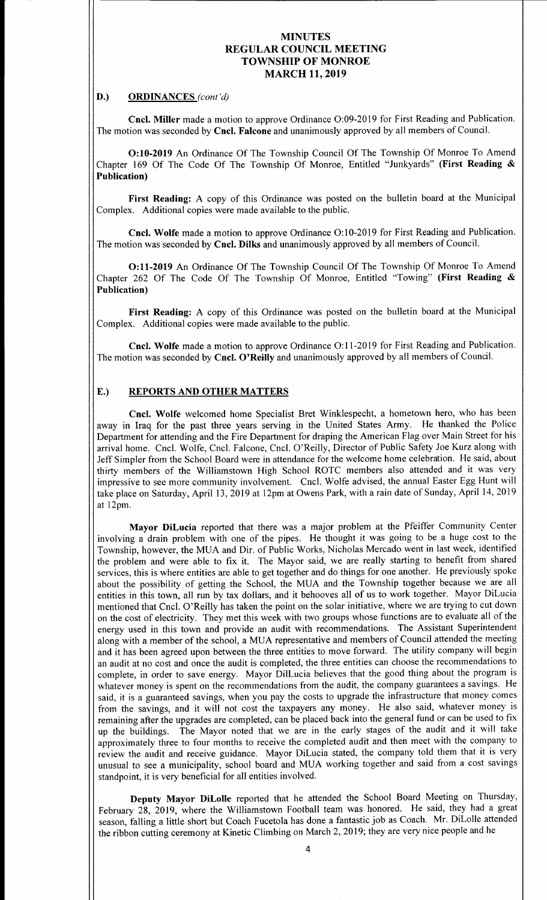## D.) ORDINANCES *(cont'd)*

**Cncl. Miller** made a motion to approve Ordinance O:09-2019 for First Reading and Publication. The motion was seconded by **Cncl. Falcone** and unanimously approved by all members of Council.

**O:10-2019** An Ordinance Of The Township Council Of The Township Of Monroe To Amend Chapter 169 Of The Code Of The Township Of Monroe, Entitled "Junkyards" **(First Reading & Publication)**

**First Reading:** A copy of this Ordinance was posted on the bulletin board at the Municipal Complex. Additional copies were made available to the public.

**Cncl. Wolfe** made a motion to approve Ordinance O:10-2019 for First Reading and Publication. The motion was seconded by **Cncl. Dilks** and unanimously approved by all members of Council.

**O:11-2019** An Ordinance Of The Township Council Of The Township Of Monroe To Amend Chapter 262 Of The Code Of The Township Of Monroe, Entitled "Towing" **(First Reading & Publication)**

**First Reading:** A copy of this Ordinance was posted on the bulletin board at the Municipal Complex. Additional copies were made available to the public.

**Cncl. Wolfe** made a motion to approve Ordinance O:11-2019 for First Reading and Publication. The motion was seconded by **Cncl. O'Reilly** and unanimously approved by all members of Council.

## E.) REPORTS AND OTHER MATTERS

**Cncl. Wolfe** welcomed home Specialist Bret Winklespecht, a hometown hero, who has been away in Iraq for the past three years serving in the United States Army. He thanked the Police Department for attending and the Fire Department for draping the American Flag over Main Street for his arrival home. Cncl. Wolfe, Cncl. Falcone, Cncl. O'Reilly, Director of Public Safety Joe Kurz along with Jeff Simpler from the School Board were in attendance for the welcome home celebration. He said, about thirty members of the Williamstown High School ROTC members also attended and it was very impressive to see more community involvement. Cncl. Wolfe advised, the annual Easter Egg Hunt will take place on Saturday, April 13, 2019 at 12pm at Owens Park, with a rain date of Sunday, April 14, 2019 at 12pm.

**Mayor DiLucia** reported that there was a major problem at the Pfeiffer Community Center involving a drain problem with one of the pipes. He thought it was going to be a huge cost to the Township, however, the MUA and Dir. of Public Works, Nicholas Mercado went in last week, identified the problem and were able to fix it. The Mayor said, we are really starting to benefit from shared services, this is where entities are able to get together and do things for one another. He previously spoke about the possibility of getting the School, the MUA and the Township together because we are all entities in this town, all run by tax dollars, and it behooves all of us to work together. Mayor DiLucia mentioned that Cncl. O'Reilly has taken the point on the solar initiative, where we are trying to cut down on the cost of electricity. They met this week with two groups whose functions are to evaluate all of the energy used in this town and provide an audit with recommendations. The Assistant Superintendent along with a member of the school, a MUA representative and members of Council attended the meeting and it has been agreed upon between the three entities to move forward. The utility company will begin an audit at no cost and once the audit is completed, the three entities can choose the recommendations to complete, in order to save energy. Mayor DilLucia believes that the good thing about the program is whatever money is spent on the recommendations from the audit, the company guarantees a savings. He said, it is a guaranteed savings, when you pay the costs to upgrade the infrastructure that money comes from the savings, and it will not cost the taxpayers any money. He also said, whatever money is remaining after the upgrades are completed, can be placed back into the general fund or can be used to fix up the buildings. The Mayor noted that we are in the early stages of the audit and it will take approximately three to four months to receive the completed audit and then meet with the company to review the audit and receive guidance. Mayor DiLucia stated, the company told them that it is very unusual to see a municipality, school board and MUA working together and said from a cost savings standpoint, it is very beneficial for all entities involved.

**Deputy Mayor DiLolle** reported that he attended the School Board Meeting on Thursday, February 28, 2019, where the Williamstown Football team was honored. He said, they had a great season, falling a little short but Coach Fucetola has done a fantastic job as Coach. Mr. DiLolle attended the ribbon cutting ceremony at Kinetic Climbing on March 2, 2019; they are very nice people and he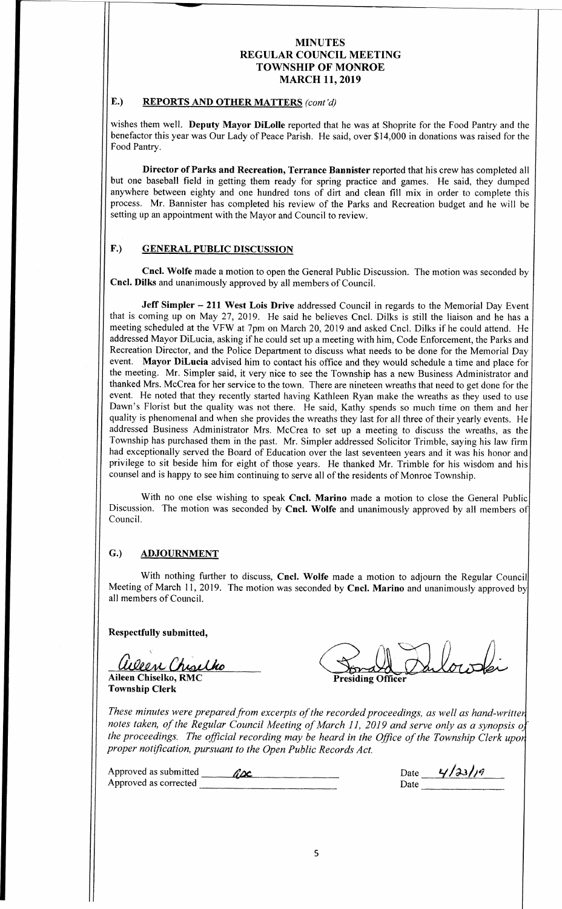# MINUTES
# REGULAR COUNCIL MEETING
# TOWNSHIP OF MONROE
# MARCH 11, 2019

## E.) REPORTS AND OTHER MATTERS *(cont'd)*

wishes them well. **Deputy Mayor DiLolle** reported that he was at Shoprite for the Food Pantry and the benefactor this year was Our Lady of Peace Parish. He said, over $14,000 in donations was raised for the Food Pantry.

**Director of Parks and Recreation, Terrance Bannister** reported that his crew has completed all but one baseball field in getting them ready for spring practice and games. He said, they dumped anywhere between eighty and one hundred tons of dirt and clean fill mix in order to complete this process. Mr. Bannister has completed his review of the Parks and Recreation budget and he will be setting up an appointment with the Mayor and Council to review.

## F.) GENERAL PUBLIC DISCUSSION

**Cncl. Wolfe** made a motion to open the General Public Discussion. The motion was seconded by **Cncl. Dilks** and unanimously approved by all members of Council.

**Jeff Simpler – 211 West Lois Drive** addressed Council in regards to the Memorial Day Event that is coming up on May 27, 2019. He said he believes Cncl. Dilks is still the liaison and he has a meeting scheduled at the VFW at 7pm on March 20, 2019 and asked Cncl. Dilks if he could attend. He addressed Mayor DiLucia, asking if he could set up a meeting with him, Code Enforcement, the Parks and Recreation Director, and the Police Department to discuss what needs to be done for the Memorial Day event. **Mayor DiLucia** advised him to contact his office and they would schedule a time and place for the meeting. Mr. Simpler said, it very nice to see the Township has a new Business Administrator and thanked Mrs. McCrea for her service to the town. There are nineteen wreaths that need to get done for the event. He noted that they recently started having Kathleen Ryan make the wreaths as they used to use Dawn's Florist but the quality was not there. He said, Kathy spends so much time on them and her quality is phenomenal and when she provides the wreaths they last for all three of their yearly events. He addressed Business Administrator Mrs. McCrea to set up a meeting to discuss the wreaths, as the Township has purchased them in the past. Mr. Simpler addressed Solicitor Trimble, saying his law firm had exceptionally served the Board of Education over the last seventeen years and it was his honor and privilege to sit beside him for eight of those years. He thanked Mr. Trimble for his wisdom and his counsel and is happy to see him continuing to serve all of the residents of Monroe Township.

With no one else wishing to speak **Cncl. Marino** made a motion to close the General Public Discussion. The motion was seconded by **Cncl. Wolfe** and unanimously approved by all members of Council.

## G.) ADJOURNMENT

With nothing further to discuss, **Cncl. Wolfe** made a motion to adjourn the Regular Council Meeting of March 11, 2019. The motion was seconded by **Cncl. Marino** and unanimously approved by all members of Council.

**Respectfully submitted,**

*Aileen Chiselko*
**Aileen Chiselko, RMC**
**Township Clerk**

*Ronald Dalowski*
**Presiding Officer**

*These minutes were prepared from excerpts of the recorded proceedings, as well as hand-written notes taken, of the Regular Council Meeting of March 11, 2019 and serve only as a synopsis of the proceedings. The official recording may be heard in the Office of the Township Clerk upon proper notification, pursuant to the Open Public Records Act.*

Approved as submitted *AC* Date *4/23/19*
Approved as corrected ______ Date ______